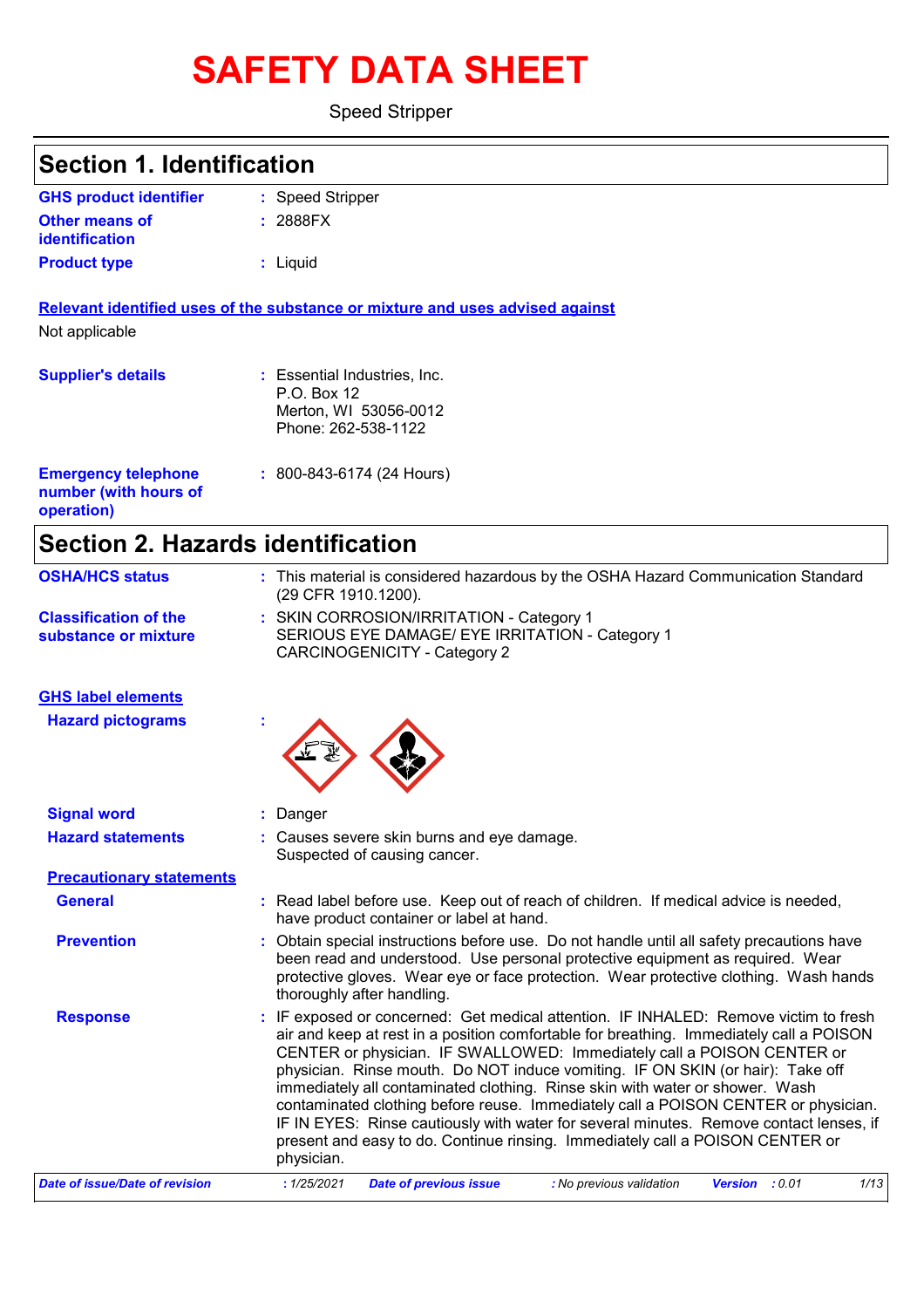# SAFETY DATA SHEET

Speed Stripper

## Section 1. Identification

| | |
|---|---|
| **GHS product identifier** | : Speed Stripper |
| **Other means of identification** | : 2888FX |
| **Product type** | : Liquid |

**Relevant identified uses of the substance or mixture and uses advised against**

Not applicable

| | |
|---|---|
| **Supplier's details** | : Essential Industries, Inc.<br>P.O. Box 12<br>Merton, WI 53056-0012<br>Phone: 262-538-1122 |
| **Emergency telephone number (with hours of operation)** | : 800-843-6174 (24 Hours) |

## Section 2. Hazards identification

| | |
|---|---|
| **OSHA/HCS status** | : This material is considered hazardous by the OSHA Hazard Communication Standard (29 CFR 1910.1200). |
| **Classification of the substance or mixture** | : SKIN CORROSION/IRRITATION - Category 1<br>SERIOUS EYE DAMAGE/ EYE IRRITATION - Category 1<br>CARCINOGENICITY - Category 2 |

**GHS label elements**

**Hazard pictograms** :

**Signal word** : Danger

**Hazard statements** : Causes severe skin burns and eye damage.
Suspected of causing cancer.

**Precautionary statements**

**General** : Read label before use. Keep out of reach of children. If medical advice is needed, have product container or label at hand.

**Prevention** : Obtain special instructions before use. Do not handle until all safety precautions have been read and understood. Use personal protective equipment as required. Wear protective gloves. Wear eye or face protection. Wear protective clothing. Wash hands thoroughly after handling.

**Response** : IF exposed or concerned: Get medical attention. IF INHALED: Remove victim to fresh air and keep at rest in a position comfortable for breathing. Immediately call a POISON CENTER or physician. IF SWALLOWED: Immediately call a POISON CENTER or physician. Rinse mouth. Do NOT induce vomiting. IF ON SKIN (or hair): Take off immediately all contaminated clothing. Rinse skin with water or shower. Wash contaminated clothing before reuse. Immediately call a POISON CENTER or physician. IF IN EYES: Rinse cautiously with water for several minutes. Remove contact lenses, if present and easy to do. Continue rinsing. Immediately call a POISON CENTER or physician.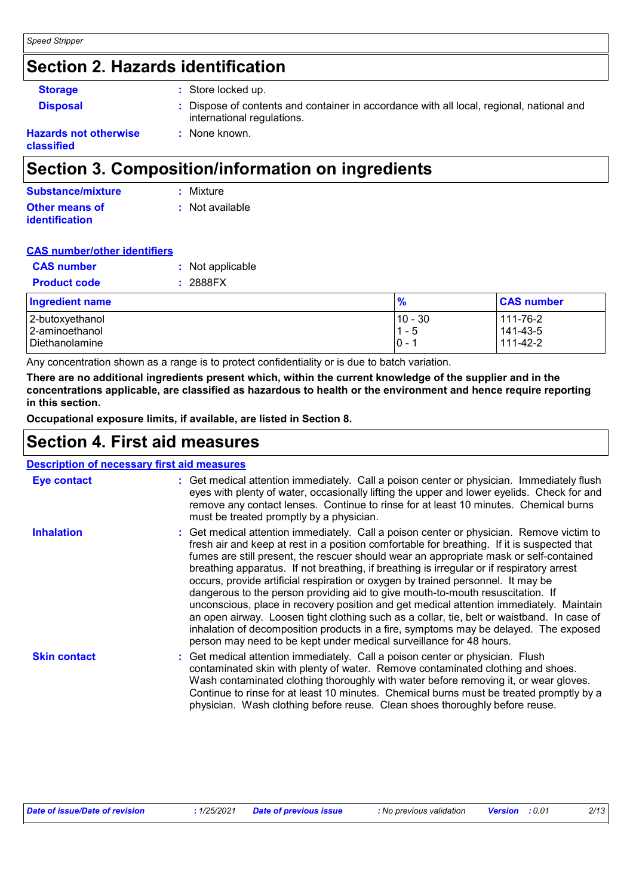## Section 2. Hazards identification

**Storage** : Store locked up.

**Disposal** : Dispose of contents and container in accordance with all local, regional, national and international regulations.

**Hazards not otherwise classified** : None known.

## Section 3. Composition/information on ingredients

**Substance/mixture** : Mixture

**Other means of identification** : Not available

**CAS number/other identifiers**

**CAS number** : Not applicable

**Product code** : 2888FX

| Ingredient name | % | CAS number |
|---|---|---|
| 2-butoxyethanol | 10 - 30 | 111-76-2 |
| 2-aminoethanol | 1 - 5 | 141-43-5 |
| Diethanolamine | 0 - 1 | 111-42-2 |

Any concentration shown as a range is to protect confidentiality or is due to batch variation.

**There are no additional ingredients present which, within the current knowledge of the supplier and in the concentrations applicable, are classified as hazardous to health or the environment and hence require reporting in this section.**

**Occupational exposure limits, if available, are listed in Section 8.**

## Section 4. First aid measures

**Description of necessary first aid measures**

**Eye contact** : Get medical attention immediately. Call a poison center or physician. Immediately flush eyes with plenty of water, occasionally lifting the upper and lower eyelids. Check for and remove any contact lenses. Continue to rinse for at least 10 minutes. Chemical burns must be treated promptly by a physician.

**Inhalation** : Get medical attention immediately. Call a poison center or physician. Remove victim to fresh air and keep at rest in a position comfortable for breathing. If it is suspected that fumes are still present, the rescuer should wear an appropriate mask or self-contained breathing apparatus. If not breathing, if breathing is irregular or if respiratory arrest occurs, provide artificial respiration or oxygen by trained personnel. It may be dangerous to the person providing aid to give mouth-to-mouth resuscitation. If unconscious, place in recovery position and get medical attention immediately. Maintain an open airway. Loosen tight clothing such as a collar, tie, belt or waistband. In case of inhalation of decomposition products in a fire, symptoms may be delayed. The exposed person may need to be kept under medical surveillance for 48 hours.

**Skin contact** : Get medical attention immediately. Call a poison center or physician. Flush contaminated skin with plenty of water. Remove contaminated clothing and shoes. Wash contaminated clothing thoroughly with water before removing it, or wear gloves. Continue to rinse for at least 10 minutes. Chemical burns must be treated promptly by a physician. Wash clothing before reuse. Clean shoes thoroughly before reuse.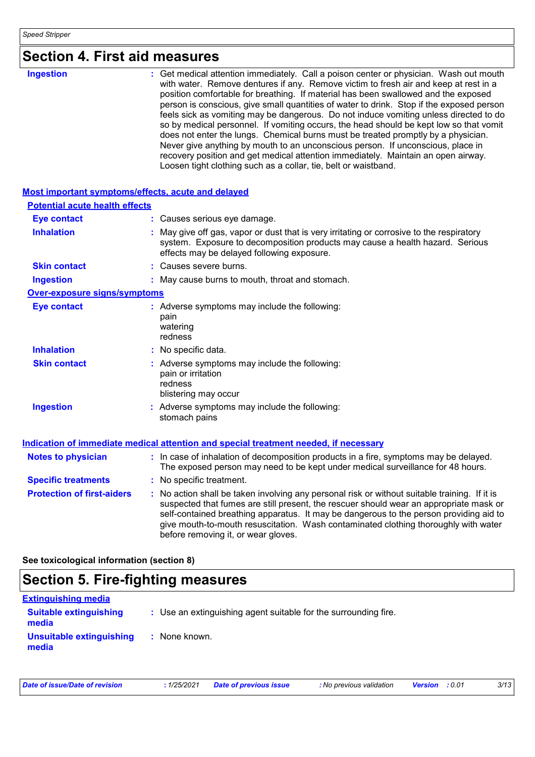# Section 4. First aid measures

**Ingestion** : Get medical attention immediately. Call a poison center or physician. Wash out mouth with water. Remove dentures if any. Remove victim to fresh air and keep at rest in a position comfortable for breathing. If material has been swallowed and the exposed person is conscious, give small quantities of water to drink. Stop if the exposed person feels sick as vomiting may be dangerous. Do not induce vomiting unless directed to do so by medical personnel. If vomiting occurs, the head should be kept low so that vomit does not enter the lungs. Chemical burns must be treated promptly by a physician. Never give anything by mouth to an unconscious person. If unconscious, place in recovery position and get medical attention immediately. Maintain an open airway. Loosen tight clothing such as a collar, tie, belt or waistband.

## Most important symptoms/effects, acute and delayed

### Potential acute health effects

**Eye contact** : Causes serious eye damage.

**Inhalation** : May give off gas, vapor or dust that is very irritating or corrosive to the respiratory system. Exposure to decomposition products may cause a health hazard. Serious effects may be delayed following exposure.

**Skin contact** : Causes severe burns.

**Ingestion** : May cause burns to mouth, throat and stomach.

### Over-exposure signs/symptoms

**Eye contact** : Adverse symptoms may include the following:
pain
watering
redness

**Inhalation** : No specific data.

**Skin contact** : Adverse symptoms may include the following:
pain or irritation
redness
blistering may occur

**Ingestion** : Adverse symptoms may include the following:
stomach pains

## Indication of immediate medical attention and special treatment needed, if necessary

**Notes to physician** : In case of inhalation of decomposition products in a fire, symptoms may be delayed. The exposed person may need to be kept under medical surveillance for 48 hours.

**Specific treatments** : No specific treatment.

**Protection of first-aiders** : No action shall be taken involving any personal risk or without suitable training. If it is suspected that fumes are still present, the rescuer should wear an appropriate mask or self-contained breathing apparatus. It may be dangerous to the person providing aid to give mouth-to-mouth resuscitation. Wash contaminated clothing thoroughly with water before removing it, or wear gloves.

**See toxicological information (section 8)**

# Section 5. Fire-fighting measures

## Extinguishing media

**Suitable extinguishing media** : Use an extinguishing agent suitable for the surrounding fire.

**Unsuitable extinguishing media** : None known.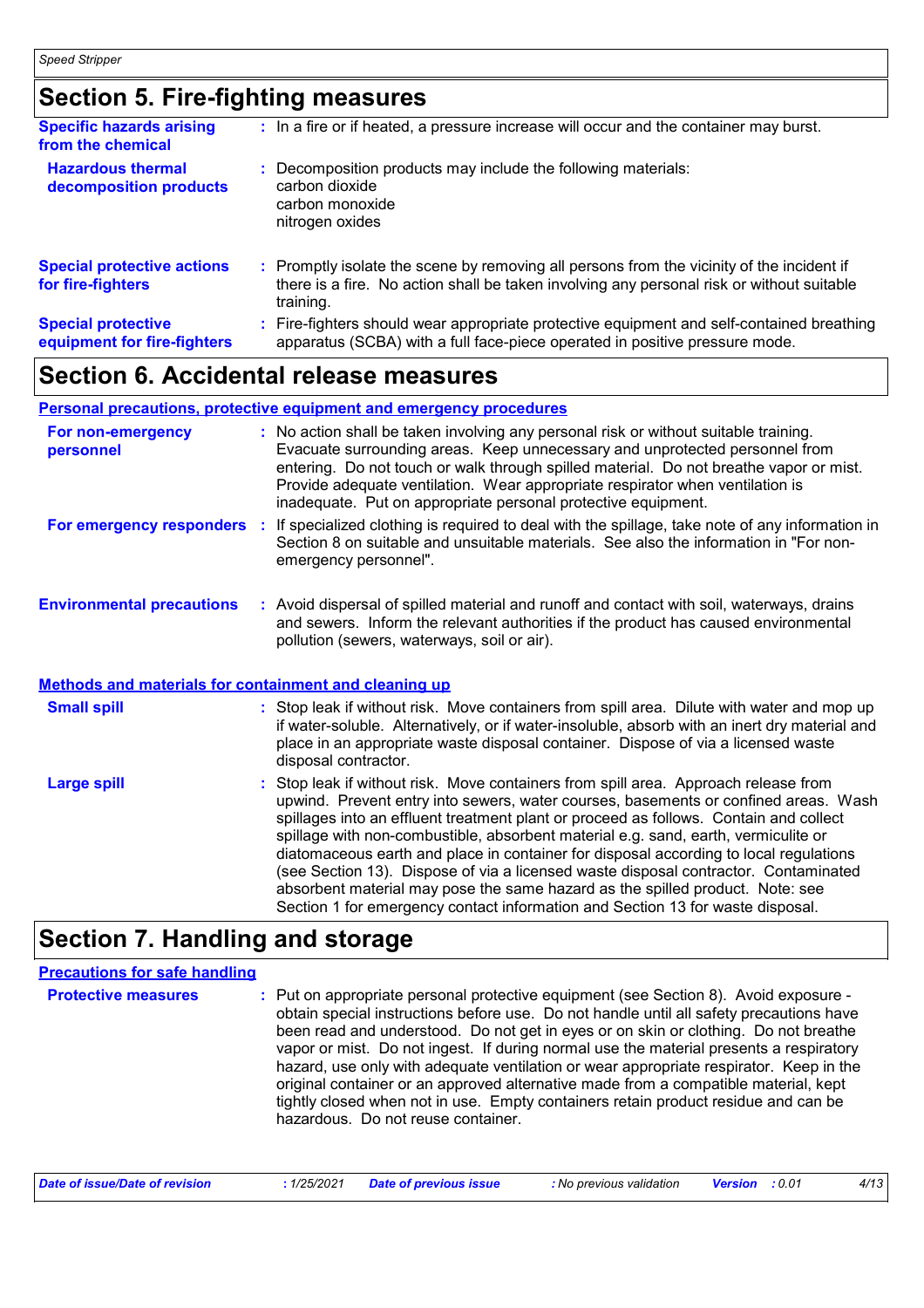## Section 5. Fire-fighting measures

**Specific hazards arising from the chemical** : In a fire or if heated, a pressure increase will occur and the container may burst.

**Hazardous thermal decomposition products** : Decomposition products may include the following materials:
carbon dioxide
carbon monoxide
nitrogen oxides

**Special protective actions for fire-fighters** : Promptly isolate the scene by removing all persons from the vicinity of the incident if there is a fire. No action shall be taken involving any personal risk or without suitable training.

**Special protective equipment for fire-fighters** : Fire-fighters should wear appropriate protective equipment and self-contained breathing apparatus (SCBA) with a full face-piece operated in positive pressure mode.

## Section 6. Accidental release measures

### Personal precautions, protective equipment and emergency procedures

**For non-emergency personnel** : No action shall be taken involving any personal risk or without suitable training. Evacuate surrounding areas. Keep unnecessary and unprotected personnel from entering. Do not touch or walk through spilled material. Do not breathe vapor or mist. Provide adequate ventilation. Wear appropriate respirator when ventilation is inadequate. Put on appropriate personal protective equipment.

**For emergency responders** : If specialized clothing is required to deal with the spillage, take note of any information in Section 8 on suitable and unsuitable materials. See also the information in "For non-emergency personnel".

**Environmental precautions** : Avoid dispersal of spilled material and runoff and contact with soil, waterways, drains and sewers. Inform the relevant authorities if the product has caused environmental pollution (sewers, waterways, soil or air).

### Methods and materials for containment and cleaning up

**Small spill** : Stop leak if without risk. Move containers from spill area. Dilute with water and mop up if water-soluble. Alternatively, or if water-insoluble, absorb with an inert dry material and place in an appropriate waste disposal container. Dispose of via a licensed waste disposal contractor.

**Large spill** : Stop leak if without risk. Move containers from spill area. Approach release from upwind. Prevent entry into sewers, water courses, basements or confined areas. Wash spillages into an effluent treatment plant or proceed as follows. Contain and collect spillage with non-combustible, absorbent material e.g. sand, earth, vermiculite or diatomaceous earth and place in container for disposal according to local regulations (see Section 13). Dispose of via a licensed waste disposal contractor. Contaminated absorbent material may pose the same hazard as the spilled product. Note: see Section 1 for emergency contact information and Section 13 for waste disposal.

## Section 7. Handling and storage

### Precautions for safe handling

**Protective measures** : Put on appropriate personal protective equipment (see Section 8). Avoid exposure - obtain special instructions before use. Do not handle until all safety precautions have been read and understood. Do not get in eyes or on skin or clothing. Do not breathe vapor or mist. Do not ingest. If during normal use the material presents a respiratory hazard, use only with adequate ventilation or wear appropriate respirator. Keep in the original container or an approved alternative made from a compatible material, kept tightly closed when not in use. Empty containers retain product residue and can be hazardous. Do not reuse container.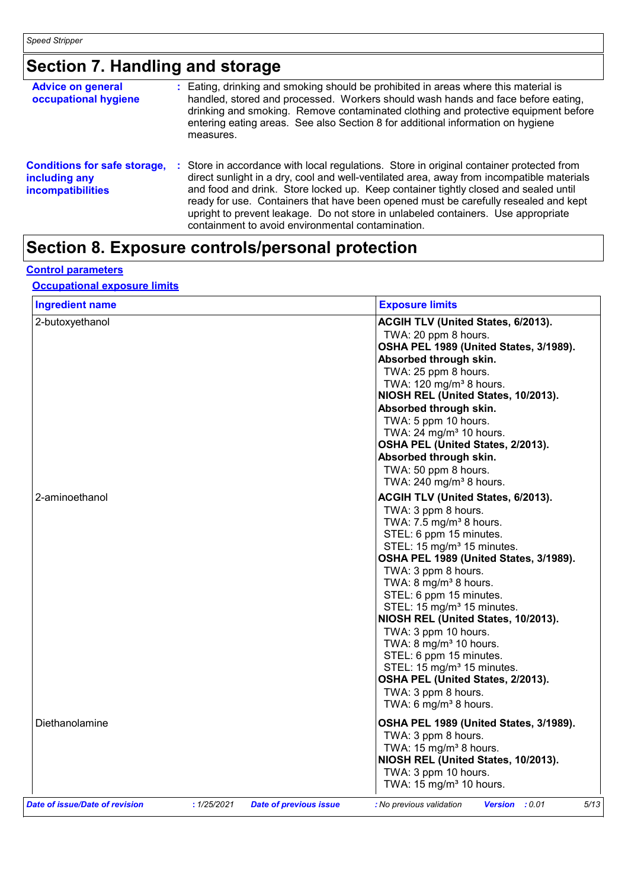# Section 7. Handling and storage

**Advice on general occupational hygiene** : Eating, drinking and smoking should be prohibited in areas where this material is handled, stored and processed. Workers should wash hands and face before eating, drinking and smoking. Remove contaminated clothing and protective equipment before entering eating areas. See also Section 8 for additional information on hygiene measures.

**Conditions for safe storage, including any incompatibilities** : Store in accordance with local regulations. Store in original container protected from direct sunlight in a dry, cool and well-ventilated area, away from incompatible materials and food and drink. Store locked up. Keep container tightly closed and sealed until ready for use. Containers that have been opened must be carefully resealed and kept upright to prevent leakage. Do not store in unlabeled containers. Use appropriate containment to avoid environmental contamination.

# Section 8. Exposure controls/personal protection

## Control parameters

### Occupational exposure limits

| Ingredient name | Exposure limits |
|---|---|
| 2-butoxyethanol | **ACGIH TLV (United States, 6/2013).**<br>TWA: 20 ppm 8 hours.<br>**OSHA PEL 1989 (United States, 3/1989).**<br>**Absorbed through skin.**<br>TWA: 25 ppm 8 hours.<br>TWA: 120 mg/m³ 8 hours.<br>**NIOSH REL (United States, 10/2013).**<br>**Absorbed through skin.**<br>TWA: 5 ppm 10 hours.<br>TWA: 24 mg/m³ 10 hours.<br>**OSHA PEL (United States, 2/2013).**<br>**Absorbed through skin.**<br>TWA: 50 ppm 8 hours.<br>TWA: 240 mg/m³ 8 hours. |
| 2-aminoethanol | **ACGIH TLV (United States, 6/2013).**<br>TWA: 3 ppm 8 hours.<br>TWA: 7.5 mg/m³ 8 hours.<br>STEL: 6 ppm 15 minutes.<br>STEL: 15 mg/m³ 15 minutes.<br>**OSHA PEL 1989 (United States, 3/1989).**<br>TWA: 3 ppm 8 hours.<br>TWA: 8 mg/m³ 8 hours.<br>STEL: 6 ppm 15 minutes.<br>STEL: 15 mg/m³ 15 minutes.<br>**NIOSH REL (United States, 10/2013).**<br>TWA: 3 ppm 10 hours.<br>TWA: 8 mg/m³ 10 hours.<br>STEL: 6 ppm 15 minutes.<br>STEL: 15 mg/m³ 15 minutes.<br>**OSHA PEL (United States, 2/2013).**<br>TWA: 3 ppm 8 hours.<br>TWA: 6 mg/m³ 8 hours. |
| Diethanolamine | **OSHA PEL 1989 (United States, 3/1989).**<br>TWA: 3 ppm 8 hours.<br>TWA: 15 mg/m³ 8 hours.<br>**NIOSH REL (United States, 10/2013).**<br>TWA: 3 ppm 10 hours.<br>TWA: 15 mg/m³ 10 hours. |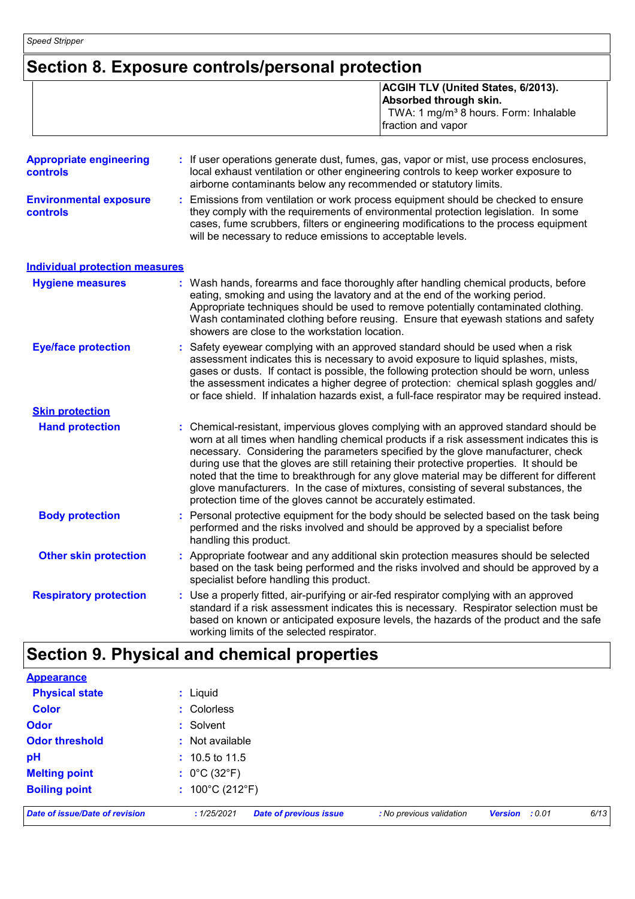## Section 8. Exposure controls/personal protection

| | |
|---|---|
| | **ACGIH TLV (United States, 6/2013). Absorbed through skin.** TWA: 1 mg/m³ 8 hours. Form: Inhalable fraction and vapor |

**Appropriate engineering controls** : If user operations generate dust, fumes, gas, vapor or mist, use process enclosures, local exhaust ventilation or other engineering controls to keep worker exposure to airborne contaminants below any recommended or statutory limits.

**Environmental exposure controls** : Emissions from ventilation or work process equipment should be checked to ensure they comply with the requirements of environmental protection legislation. In some cases, fume scrubbers, filters or engineering modifications to the process equipment will be necessary to reduce emissions to acceptable levels.

### Individual protection measures

**Hygiene measures** : Wash hands, forearms and face thoroughly after handling chemical products, before eating, smoking and using the lavatory and at the end of the working period. Appropriate techniques should be used to remove potentially contaminated clothing. Wash contaminated clothing before reusing. Ensure that eyewash stations and safety showers are close to the workstation location.

**Eye/face protection** : Safety eyewear complying with an approved standard should be used when a risk assessment indicates this is necessary to avoid exposure to liquid splashes, mists, gases or dusts. If contact is possible, the following protection should be worn, unless the assessment indicates a higher degree of protection: chemical splash goggles and/ or face shield. If inhalation hazards exist, a full-face respirator may be required instead.

**Skin protection**

**Hand protection** : Chemical-resistant, impervious gloves complying with an approved standard should be worn at all times when handling chemical products if a risk assessment indicates this is necessary. Considering the parameters specified by the glove manufacturer, check during use that the gloves are still retaining their protective properties. It should be noted that the time to breakthrough for any glove material may be different for different glove manufacturers. In the case of mixtures, consisting of several substances, the protection time of the gloves cannot be accurately estimated.

**Body protection** : Personal protective equipment for the body should be selected based on the task being performed and the risks involved and should be approved by a specialist before handling this product.

**Other skin protection** : Appropriate footwear and any additional skin protection measures should be selected based on the task being performed and the risks involved and should be approved by a specialist before handling this product.

**Respiratory protection** : Use a properly fitted, air-purifying or air-fed respirator complying with an approved standard if a risk assessment indicates this is necessary. Respirator selection must be based on known or anticipated exposure levels, the hazards of the product and the safe working limits of the selected respirator.

## Section 9. Physical and chemical properties

**Appearance**

**Physical state** : Liquid

**Color** : Colorless

**Odor** : Solvent

**Odor threshold** : Not available

**pH** : 10.5 to 11.5

**Melting point** : 0°C (32°F)

**Boiling point** : 100°C (212°F)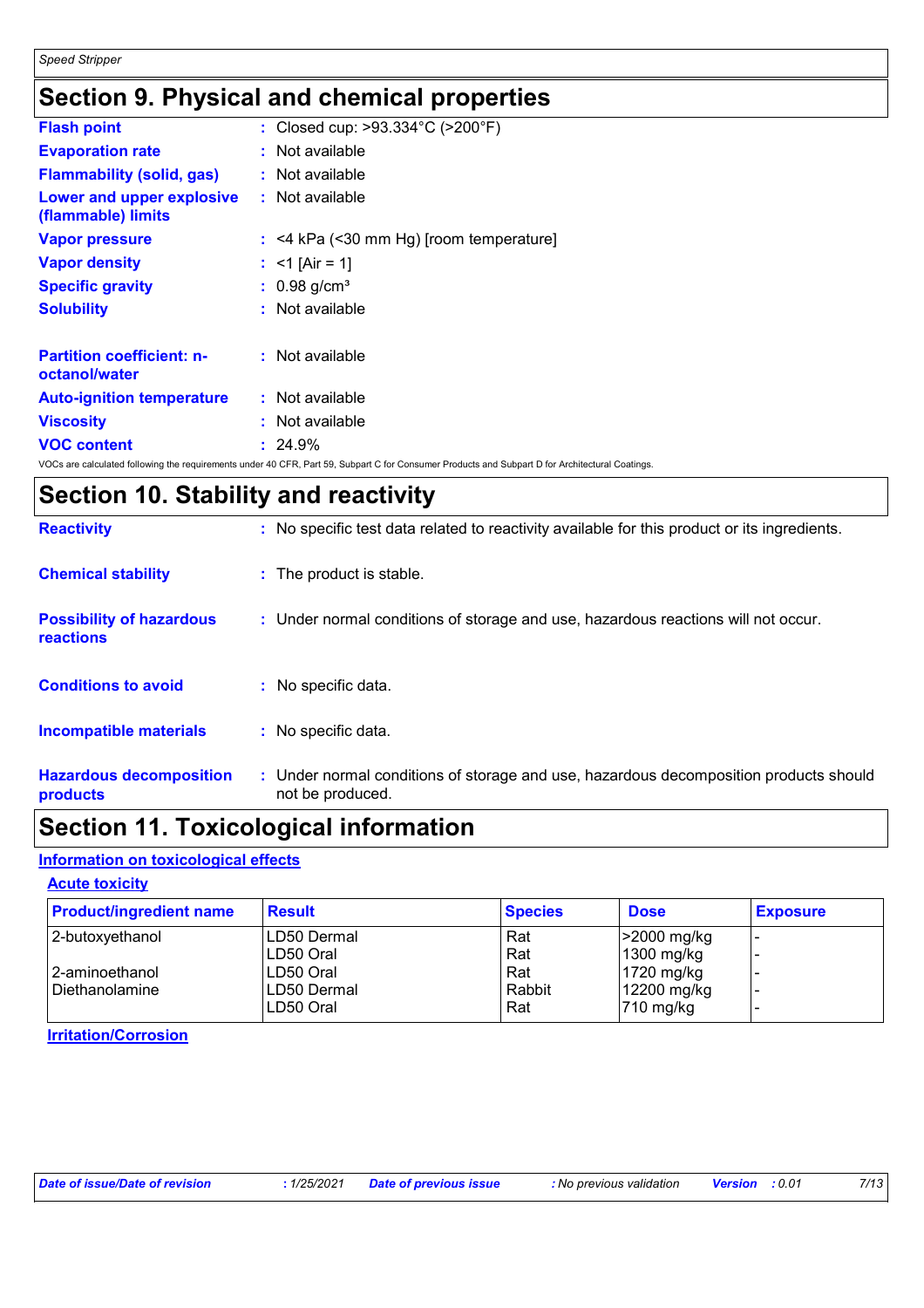## Section 9. Physical and chemical properties

| | |
|---|---|
| **Flash point** | : Closed cup: >93.334°C (>200°F) |
| **Evaporation rate** | : Not available |
| **Flammability (solid, gas)** | : Not available |
| **Lower and upper explosive (flammable) limits** | : Not available |
| **Vapor pressure** | : <4 kPa (<30 mm Hg) [room temperature] |
| **Vapor density** | : <1 [Air = 1] |
| **Specific gravity** | : 0.98 g/cm³ |
| **Solubility** | : Not available |
| **Partition coefficient: n-octanol/water** | : Not available |
| **Auto-ignition temperature** | : Not available |
| **Viscosity** | : Not available |
| **VOC content** | : 24.9% |

VOCs are calculated following the requirements under 40 CFR, Part 59, Subpart C for Consumer Products and Subpart D for Architectural Coatings.

## Section 10. Stability and reactivity

| | |
|---|---|
| **Reactivity** | : No specific test data related to reactivity available for this product or its ingredients. |
| **Chemical stability** | : The product is stable. |
| **Possibility of hazardous reactions** | : Under normal conditions of storage and use, hazardous reactions will not occur. |
| **Conditions to avoid** | : No specific data. |
| **Incompatible materials** | : No specific data. |
| **Hazardous decomposition products** | : Under normal conditions of storage and use, hazardous decomposition products should not be produced. |

## Section 11. Toxicological information

### Information on toxicological effects

#### Acute toxicity

| Product/ingredient name | Result | Species | Dose | Exposure |
|---|---|---|---|---|
| 2-butoxyethanol | LD50 Dermal | Rat | >2000 mg/kg | - |
| | LD50 Oral | Rat | 1300 mg/kg | - |
| 2-aminoethanol | LD50 Oral | Rat | 1720 mg/kg | - |
| Diethanolamine | LD50 Dermal | Rabbit | 12200 mg/kg | - |
| | LD50 Oral | Rat | 710 mg/kg | - |

#### Irritation/Corrosion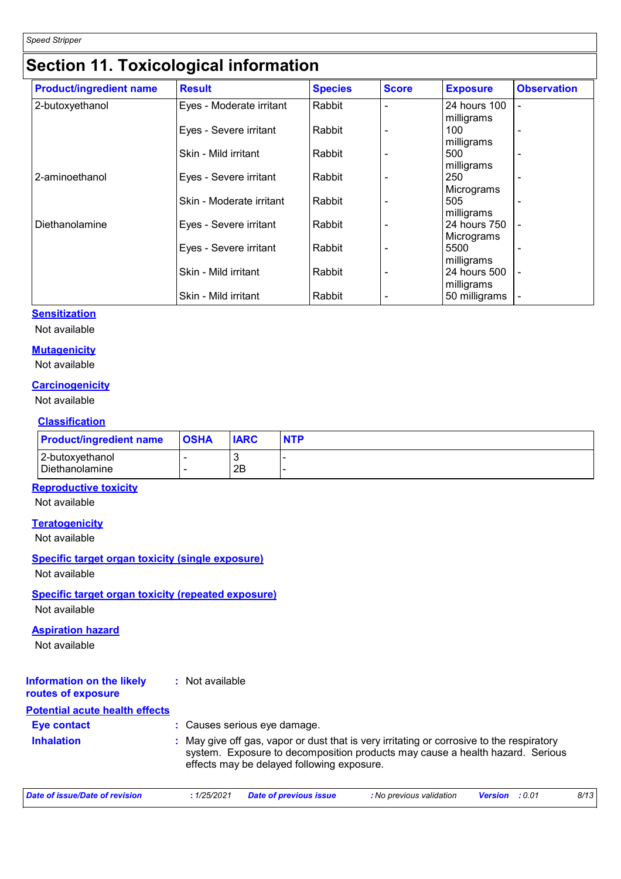# Section 11. Toxicological information

| Product/ingredient name | Result | Species | Score | Exposure | Observation |
|---|---|---|---|---|---|
| 2-butoxyethanol | Eyes - Moderate irritant | Rabbit | - | 24 hours 100 milligrams | - |
| | Eyes - Severe irritant | Rabbit | - | 100 milligrams | - |
| | Skin - Mild irritant | Rabbit | - | 500 milligrams | - |
| 2-aminoethanol | Eyes - Severe irritant | Rabbit | - | 250 Micrograms | - |
| | Skin - Moderate irritant | Rabbit | - | 505 milligrams | - |
| Diethanolamine | Eyes - Severe irritant | Rabbit | - | 24 hours 750 Micrograms | - |
| | Eyes - Severe irritant | Rabbit | - | 5500 milligrams | - |
| | Skin - Mild irritant | Rabbit | - | 24 hours 500 milligrams | - |
| | Skin - Mild irritant | Rabbit | - | 50 milligrams | - |

**Sensitization**

Not available

**Mutagenicity**

Not available

**Carcinogenicity**

Not available

**Classification**

| Product/ingredient name | OSHA | IARC | NTP |
|---|---|---|---|
| 2-butoxyethanol | - | 3 | - |
| Diethanolamine | - | 2B | - |

**Reproductive toxicity**

Not available

**Teratogenicity**

Not available

**Specific target organ toxicity (single exposure)**

Not available

**Specific target organ toxicity (repeated exposure)**

Not available

**Aspiration hazard**

Not available

**Information on the likely routes of exposure** : Not available

**Potential acute health effects**

**Eye contact** : Causes serious eye damage.

**Inhalation** : May give off gas, vapor or dust that is very irritating or corrosive to the respiratory system. Exposure to decomposition products may cause a health hazard. Serious effects may be delayed following exposure.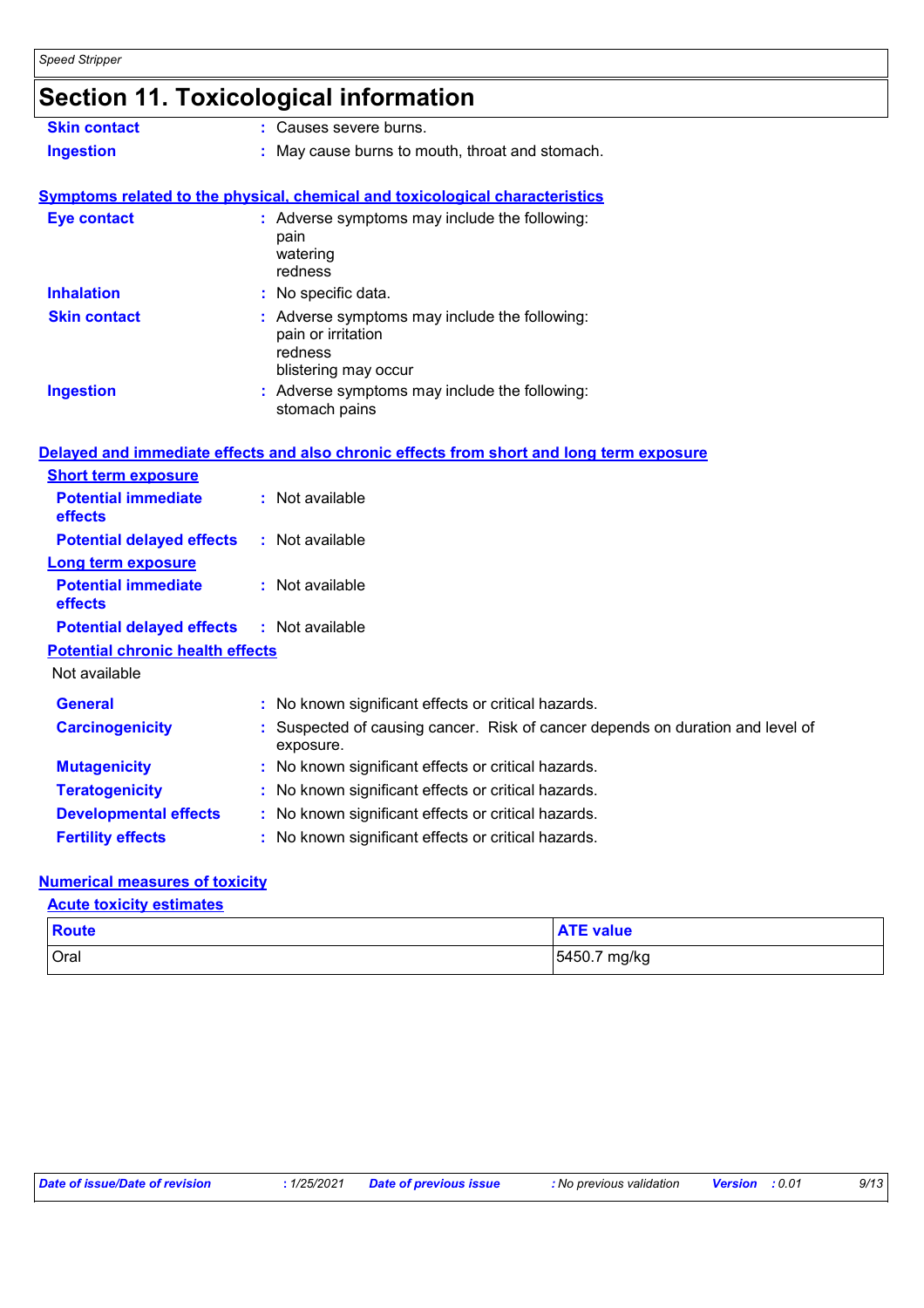## Section 11. Toxicological information

**Skin contact** : Causes severe burns.

**Ingestion** : May cause burns to mouth, throat and stomach.

### Symptoms related to the physical, chemical and toxicological characteristics

**Eye contact** : Adverse symptoms may include the following:
pain
watering
redness

**Inhalation** : No specific data.

**Skin contact** : Adverse symptoms may include the following:
pain or irritation
redness
blistering may occur

**Ingestion** : Adverse symptoms may include the following:
stomach pains

### Delayed and immediate effects and also chronic effects from short and long term exposure

**Short term exposure**

**Potential immediate effects** : Not available

**Potential delayed effects** : Not available

**Long term exposure**

**Potential immediate effects** : Not available

**Potential delayed effects** : Not available

**Potential chronic health effects**

Not available

**General** : No known significant effects or critical hazards.

**Carcinogenicity** : Suspected of causing cancer. Risk of cancer depends on duration and level of exposure.

**Mutagenicity** : No known significant effects or critical hazards.

**Teratogenicity** : No known significant effects or critical hazards.

**Developmental effects** : No known significant effects or critical hazards.

**Fertility effects** : No known significant effects or critical hazards.

### Numerical measures of toxicity

**Acute toxicity estimates**

| Route | ATE value |
|---|---|
| Oral | 5450.7 mg/kg |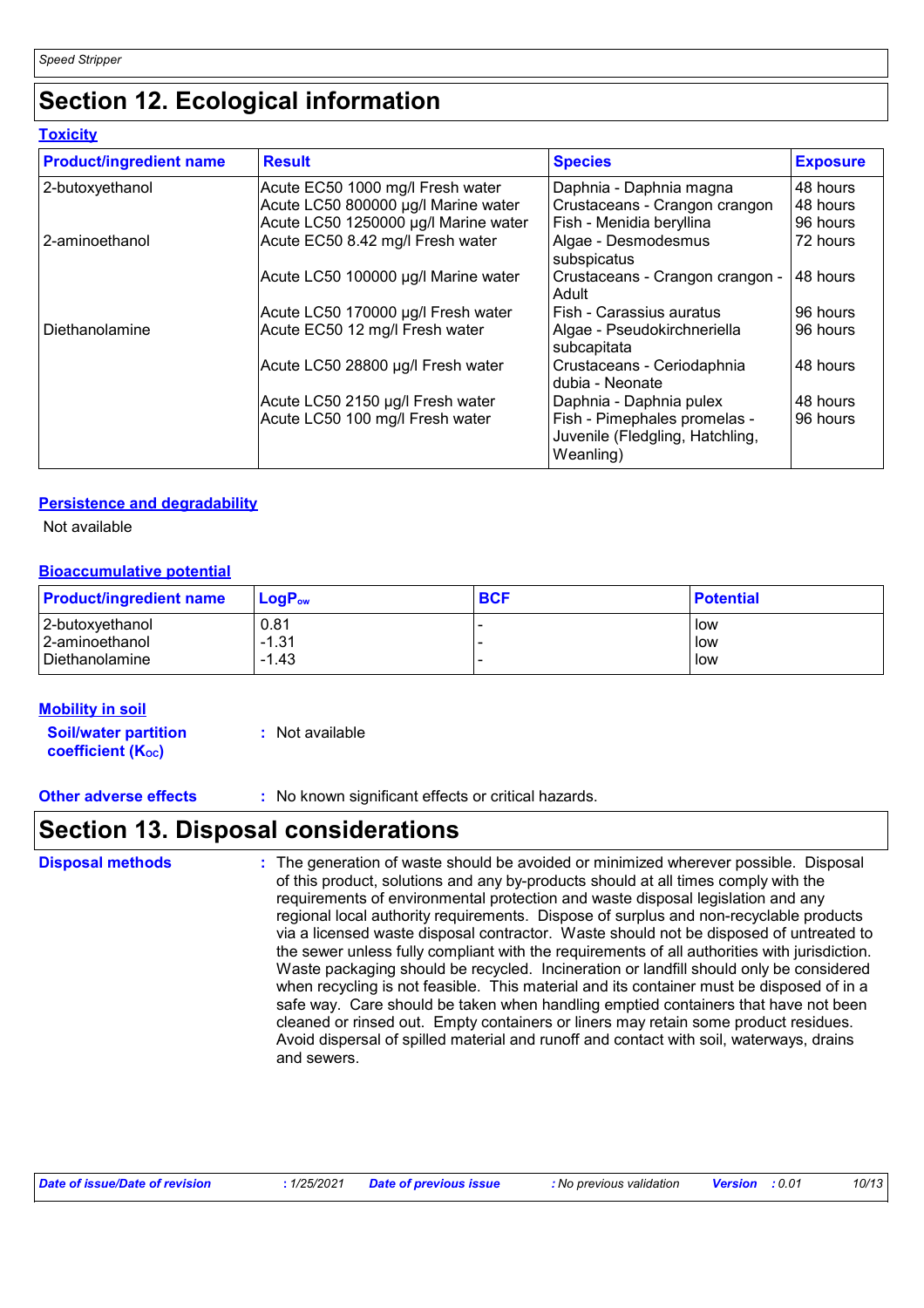## Section 12. Ecological information

### Toxicity

| Product/ingredient name | Result | Species | Exposure |
|---|---|---|---|
| 2-butoxyethanol | Acute EC50 1000 mg/l Fresh water | Daphnia - Daphnia magna | 48 hours |
| | Acute LC50 800000 µg/l Marine water | Crustaceans - Crangon crangon | 48 hours |
| | Acute LC50 1250000 µg/l Marine water | Fish - Menidia beryllina | 96 hours |
| 2-aminoethanol | Acute EC50 8.42 mg/l Fresh water | Algae - Desmodesmus subspicatus | 72 hours |
| | Acute LC50 100000 µg/l Marine water | Crustaceans - Crangon crangon - Adult | 48 hours |
| | Acute LC50 170000 µg/l Fresh water | Fish - Carassius auratus | 96 hours |
| Diethanolamine | Acute EC50 12 mg/l Fresh water | Algae - Pseudokirchneriella subcapitata | 96 hours |
| | Acute LC50 28800 µg/l Fresh water | Crustaceans - Ceriodaphnia dubia - Neonate | 48 hours |
| | Acute LC50 2150 µg/l Fresh water | Daphnia - Daphnia pulex | 48 hours |
| | Acute LC50 100 mg/l Fresh water | Fish - Pimephales promelas - Juvenile (Fledgling, Hatchling, Weanling) | 96 hours |

### Persistence and degradability

Not available

### Bioaccumulative potential

| Product/ingredient name | $LogP_{ow}$ | BCF | Potential |
|---|---|---|---|
| 2-butoxyethanol | 0.81 | - | low |
| 2-aminoethanol | -1.31 | - | low |
| Diethanolamine | -1.43 | - | low |

### Mobility in soil

**Soil/water partition coefficient ($K_{OC}$)** : Not available

**Other adverse effects** : No known significant effects or critical hazards.

## Section 13. Disposal considerations

**Disposal methods** : The generation of waste should be avoided or minimized wherever possible. Disposal of this product, solutions and any by-products should at all times comply with the requirements of environmental protection and waste disposal legislation and any regional local authority requirements. Dispose of surplus and non-recyclable products via a licensed waste disposal contractor. Waste should not be disposed of untreated to the sewer unless fully compliant with the requirements of all authorities with jurisdiction. Waste packaging should be recycled. Incineration or landfill should only be considered when recycling is not feasible. This material and its container must be disposed of in a safe way. Care should be taken when handling emptied containers that have not been cleaned or rinsed out. Empty containers or liners may retain some product residues. Avoid dispersal of spilled material and runoff and contact with soil, waterways, drains and sewers.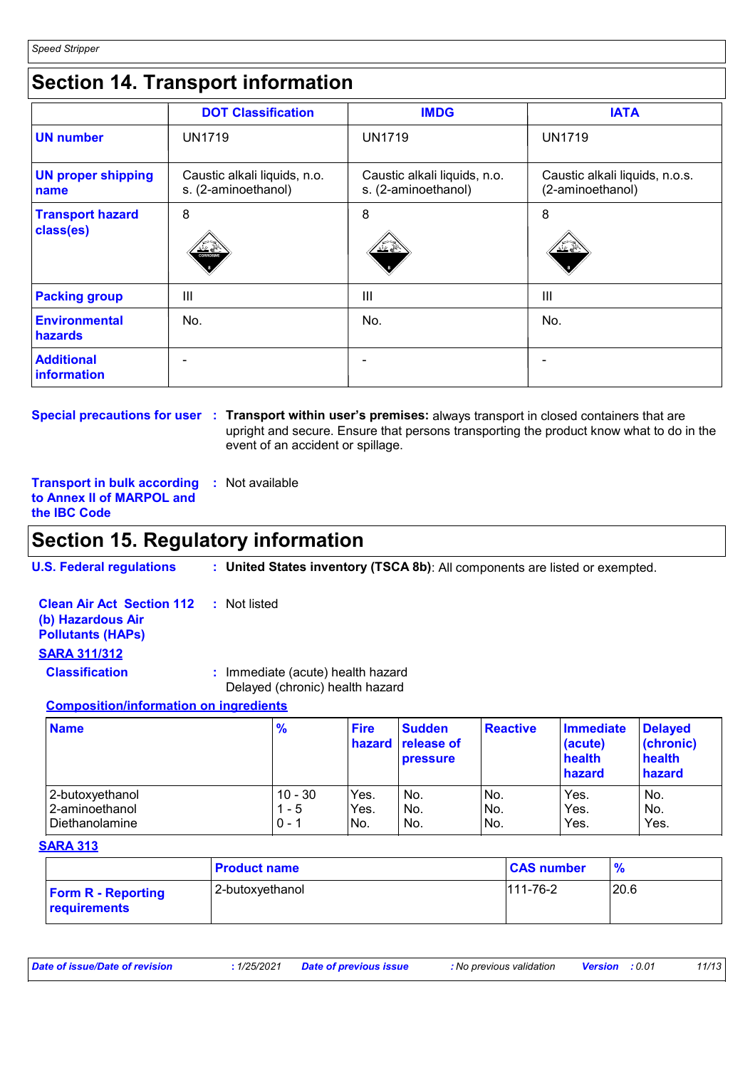## Section 14. Transport information

| | DOT Classification | IMDG | IATA |
|---|---|---|---|
| **UN number** | UN1719 | UN1719 | UN1719 |
| **UN proper shipping name** | Caustic alkali liquids, n.o.s. (2-aminoethanol) | Caustic alkali liquids, n.o.s. (2-aminoethanol) | Caustic alkali liquids, n.o.s. (2-aminoethanol) |
| **Transport hazard class(es)** | 8 | 8 | 8 |
| **Packing group** | III | III | III |
| **Environmental hazards** | No. | No. | No. |
| **Additional information** | - | - | - |

**Special precautions for user** : **Transport within user's premises:** always transport in closed containers that are upright and secure. Ensure that persons transporting the product know what to do in the event of an accident or spillage.

**Transport in bulk according to Annex II of MARPOL and the IBC Code** : Not available

## Section 15. Regulatory information

**U.S. Federal regulations** : **United States inventory (TSCA 8b)**: All components are listed or exempted.

**Clean Air Act Section 112 (b) Hazardous Air Pollutants (HAPs)** : Not listed

**SARA 311/312**

**Classification** : Immediate (acute) health hazard
Delayed (chronic) health hazard

**Composition/information on ingredients**

| Name | % | Fire hazard | Sudden release of pressure | Reactive | Immediate (acute) health hazard | Delayed (chronic) health hazard |
|---|---|---|---|---|---|---|
| 2-butoxyethanol | 10 - 30 | Yes. | No. | No. | Yes. | No. |
| 2-aminoethanol | 1 - 5 | Yes. | No. | No. | Yes. | No. |
| Diethanolamine | 0 - 1 | No. | No. | No. | Yes. | Yes. |

**SARA 313**

| | Product name | CAS number | % |
|---|---|---|---|
| **Form R - Reporting requirements** | 2-butoxyethanol | 111-76-2 | 20.6 |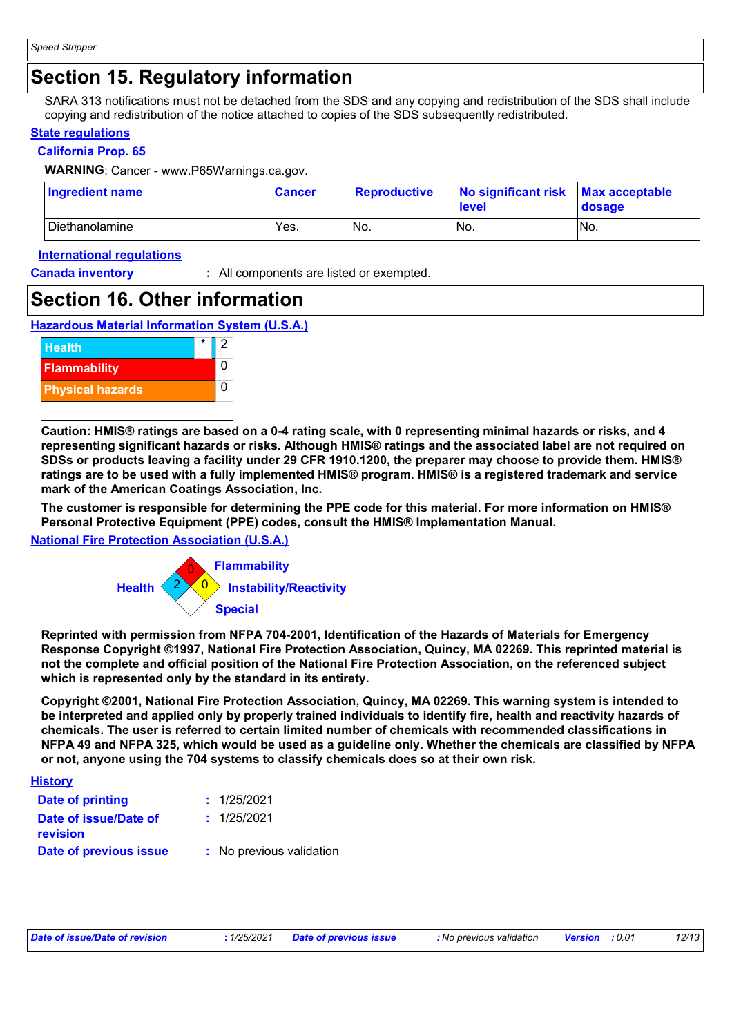## Section 15. Regulatory information

SARA 313 notifications must not be detached from the SDS and any copying and redistribution of the SDS shall include copying and redistribution of the notice attached to copies of the SDS subsequently redistributed.

**State regulations**

**California Prop. 65**

**WARNING**: Cancer - www.P65Warnings.ca.gov.

| Ingredient name | Cancer | Reproductive | No significant risk level | Max acceptable dosage |
|---|---|---|---|---|
| Diethanolamine | Yes. | No. | No. | No. |

**International regulations**

**Canada inventory** : All components are listed or exempted.

## Section 16. Other information

**Hazardous Material Information System (U.S.A.)**

| | | |
|---|---|---|
| Health | * | 2 |
| Flammability | | 0 |
| Physical hazards | | 0 |

**Caution: HMIS® ratings are based on a 0-4 rating scale, with 0 representing minimal hazards or risks, and 4 representing significant hazards or risks. Although HMIS® ratings and the associated label are not required on SDSs or products leaving a facility under 29 CFR 1910.1200, the preparer may choose to provide them. HMIS® ratings are to be used with a fully implemented HMIS® program. HMIS® is a registered trademark and service mark of the American Coatings Association, Inc.**

**The customer is responsible for determining the PPE code for this material. For more information on HMIS® Personal Protective Equipment (PPE) codes, consult the HMIS® Implementation Manual.**

**National Fire Protection Association (U.S.A.)**

Flammability: 0
Health: 2
Instability/Reactivity: 0
Special:

**Reprinted with permission from NFPA 704-2001, Identification of the Hazards of Materials for Emergency Response Copyright ©1997, National Fire Protection Association, Quincy, MA 02269. This reprinted material is not the complete and official position of the National Fire Protection Association, on the referenced subject which is represented only by the standard in its entirety.**

**Copyright ©2001, National Fire Protection Association, Quincy, MA 02269. This warning system is intended to be interpreted and applied only by properly trained individuals to identify fire, health and reactivity hazards of chemicals. The user is referred to certain limited number of chemicals with recommended classifications in NFPA 49 and NFPA 325, which would be used as a guideline only. Whether the chemicals are classified by NFPA or not, anyone using the 704 systems to classify chemicals does so at their own risk.**

**History**

**Date of printing** : 1/25/2021

**Date of issue/Date of revision** : 1/25/2021

**Date of previous issue** : No previous validation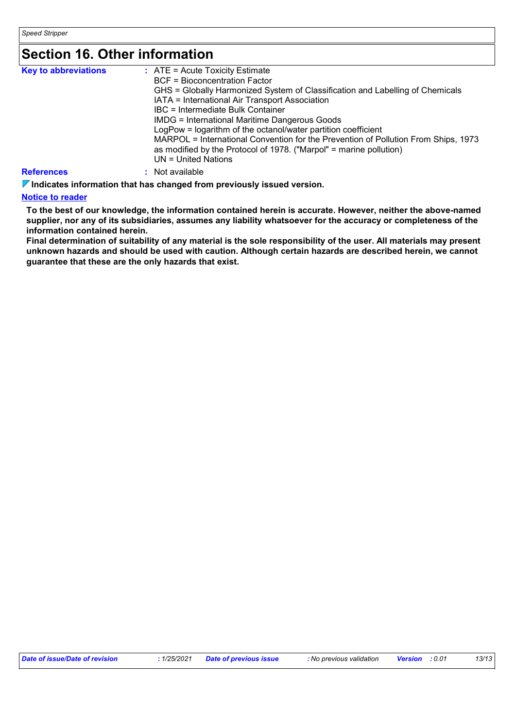# Section 16. Other information

**Key to abbreviations** : ATE = Acute Toxicity Estimate
BCF = Bioconcentration Factor
GHS = Globally Harmonized System of Classification and Labelling of Chemicals
IATA = International Air Transport Association
IBC = Intermediate Bulk Container
IMDG = International Maritime Dangerous Goods
LogPow = logarithm of the octanol/water partition coefficient
MARPOL = International Convention for the Prevention of Pollution From Ships, 1973 as modified by the Protocol of 1978. ("Marpol" = marine pollution)
UN = United Nations

**References** : Not available

**Indicates information that has changed from previously issued version.**

**Notice to reader**

**To the best of our knowledge, the information contained herein is accurate. However, neither the above-named supplier, nor any of its subsidiaries, assumes any liability whatsoever for the accuracy or completeness of the information contained herein.**

**Final determination of suitability of any material is the sole responsibility of the user. All materials may present unknown hazards and should be used with caution. Although certain hazards are described herein, we cannot guarantee that these are the only hazards that exist.**